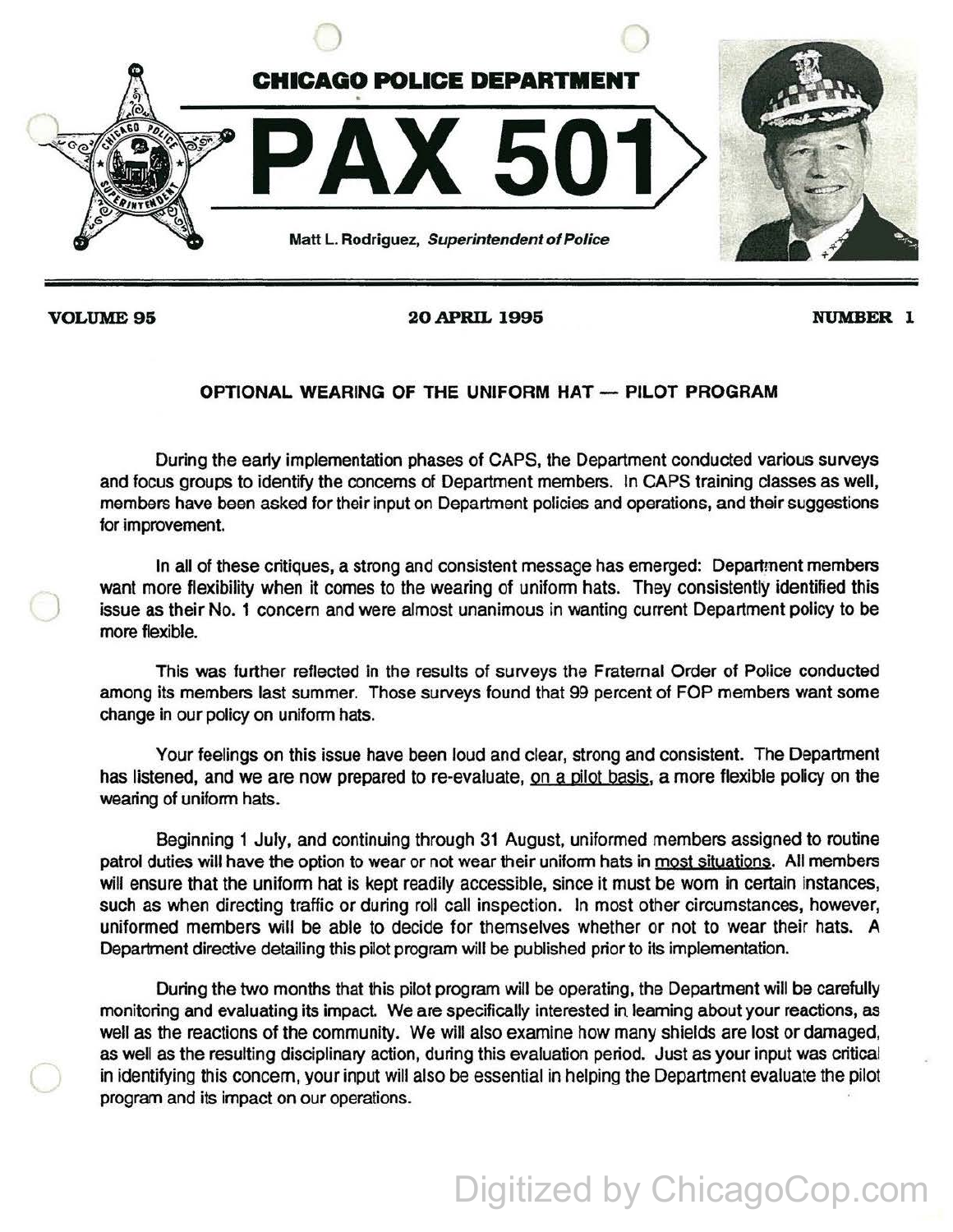# CHICAGO POLICE DEPARTMENT

# PAX 501

Matt L. Rodriguez, *Superintendent of Police*

**VOLUME 95** **20 APRIL 1995** **NUMBER 1**

## OPTIONAL WEARING OF THE UNIFORM HAT — PILOT PROGRAM

During the early implementation phases of CAPS, the Department conducted various surveys and focus groups to identify the concerns of Department members. In CAPS training classes as well, members have been asked for their input on Department policies and operations, and their suggestions for improvement.

In all of these critiques, a strong and consistent message has emerged: Department members want more flexibility when it comes to the wearing of uniform hats. They consistently identified this issue as their No. 1 concern and were almost unanimous in wanting current Department policy to be more flexible.

This was further reflected in the results of surveys the Fraternal Order of Police conducted among its members last summer. Those surveys found that 99 percent of FOP members want some change in our policy on uniform hats.

Your feelings on this issue have been loud and clear, strong and consistent. The Department has listened, and we are now prepared to re-evaluate, <u>on a pilot basis</u>, a more flexible policy on the wearing of uniform hats.

Beginning 1 July, and continuing through 31 August, uniformed members assigned to routine patrol duties will have the option to wear or not wear their uniform hats in <u>most situations</u>. All members will ensure that the uniform hat is kept readily accessible, since it must be worn in certain instances, such as when directing traffic or during roll call inspection. In most other circumstances, however, uniformed members will be able to decide for themselves whether or not to wear their hats. A Department directive detailing this pilot program will be published prior to its implementation.

During the two months that this pilot program will be operating, the Department will be carefully monitoring and evaluating its impact. We are specifically interested in learning about your reactions, as well as the reactions of the community. We will also examine how many shields are lost or damaged, as well as the resulting disciplinary action, during this evaluation period. Just as your input was critical in identifying this concern, your input will also be essential in helping the Department evaluate the pilot program and its impact on our operations.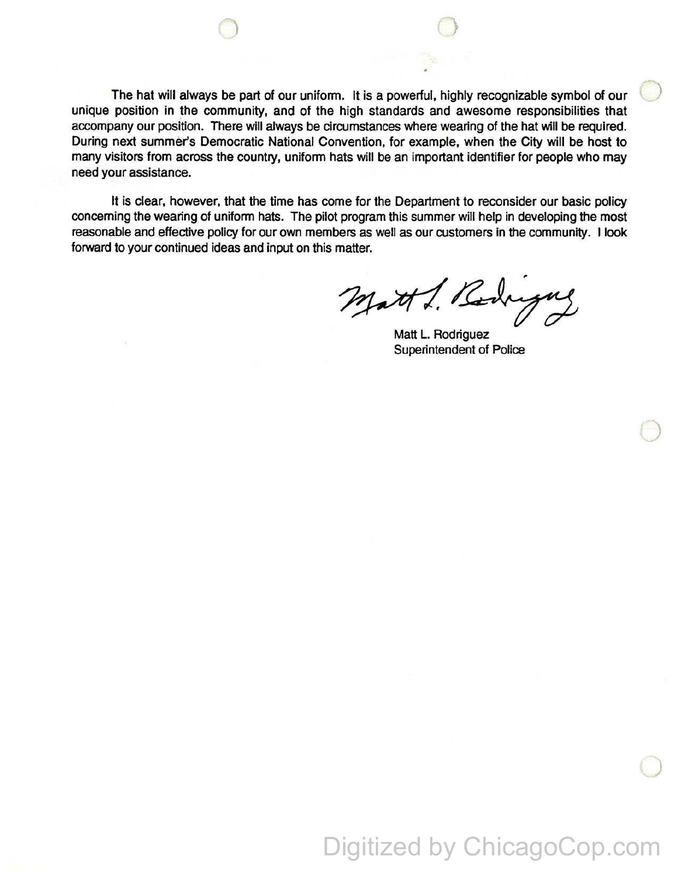The hat will always be part of our uniform. It is a powerful, highly recognizable symbol of our unique position in the community, and of the high standards and awesome responsibilities that accompany our position. There will always be circumstances where wearing of the hat will be required. During next summer's Democratic National Convention, for example, when the City will be host to many visitors from across the country, uniform hats will be an important identifier for people who may need your assistance.

It is clear, however, that the time has come for the Department to reconsider our basic policy concerning the wearing of uniform hats. The pilot program this summer will help in developing the most reasonable and effective policy for our own members as well as our customers in the community. I look forward to your continued ideas and input on this matter.

Matt L. Rodriguez

Matt L. Rodriguez
Superintendent of Police

Digitized by ChicagoCop.com